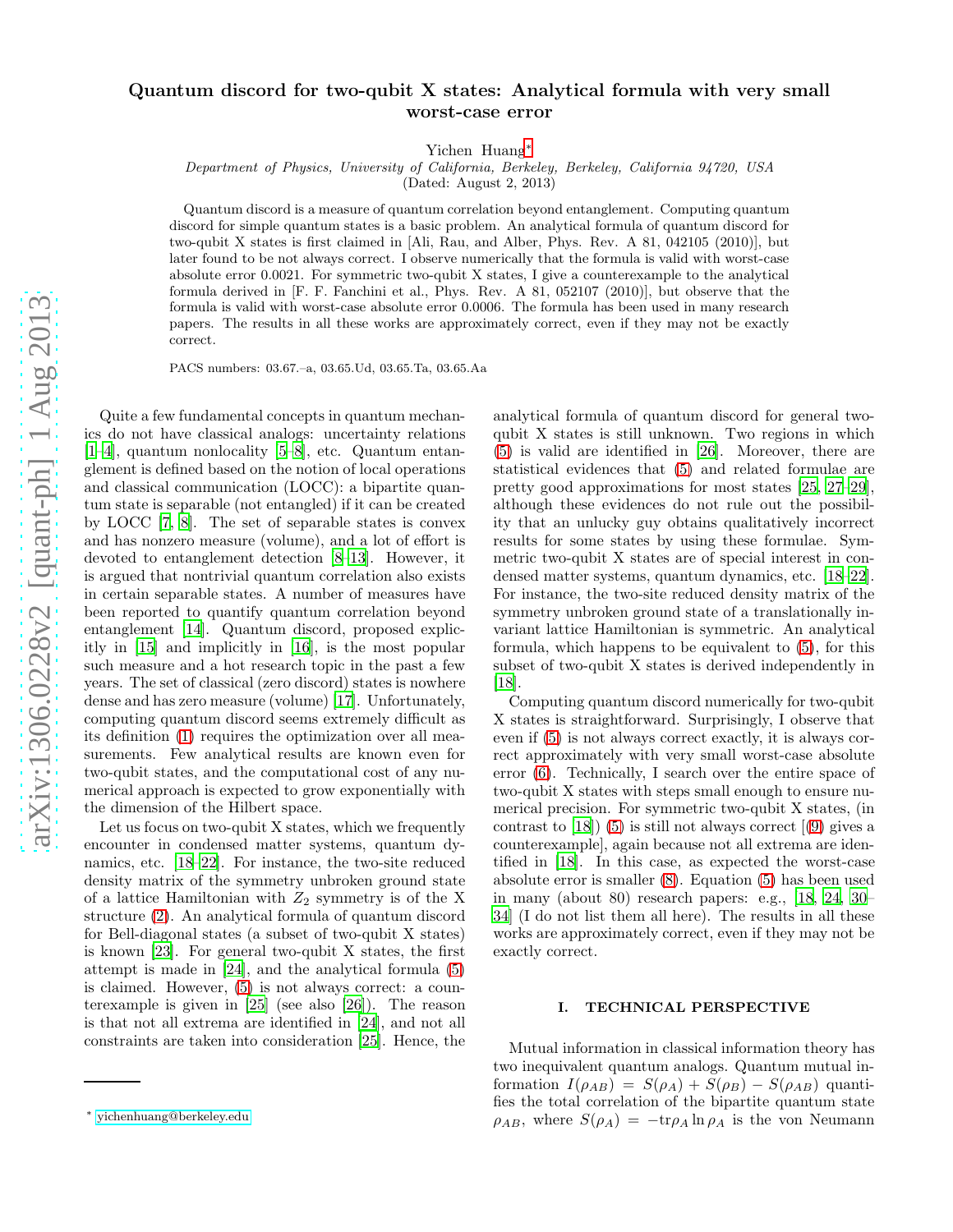# Quantum discord for two-qubit X states: Analytical formula with very small worst-case error

Yichen Huang*

*Department of Physics, University of California, Berkeley, Berkeley, California 94720, USA*

(Dated: August 2, 2013)

Quantum discord is a measure of quantum correlation beyond entanglement. Computing quantum discord for simple quantum states is a basic problem. An analytical formula of quantum discord for two-qubit X states is first claimed in [Ali, Rau, and Alber, Phys. Rev. A 81, 042105 (2010)], but later found to be not always correct. I observe numerically that the formula is valid with worst-case absolute error 0.0021. For symmetric two-qubit X states, I give a counterexample to the analytical formula derived in [F. F. Fanchini et al., Phys. Rev. A 81, 052107 (2010)], but observe that the formula is valid with worst-case absolute error 0.0006. The formula has been used in many research papers. The results in all these works are approximately correct, even if they may not be exactly correct.

PACS numbers: 03.67.–a, 03.65.Ud, 03.65.Ta, 03.65.Aa

Quite a few fundamental concepts in quantum mechanics do not have classical analogs: uncertainty relations [1–4], quantum nonlocality [5–8], etc. Quantum entanglement is defined based on the notion of local operations and classical communication (LOCC): a bipartite quantum state is separable (not entangled) if it can be created by LOCC [7, 8]. The set of separable states is convex and has nonzero measure (volume), and a lot of effort is devoted to entanglement detection [8–13]. However, it is argued that nontrivial quantum correlation also exists in certain separable states. A number of measures have been reported to quantify quantum correlation beyond entanglement [14]. Quantum discord, proposed explicitly in [15] and implicitly in [16], is the most popular such measure and a hot research topic in the past a few years. The set of classical (zero discord) states is nowhere dense and has zero measure (volume) [17]. Unfortunately, computing quantum discord seems extremely difficult as its definition (1) requires the optimization over all measurements. Few analytical results are known even for two-qubit states, and the computational cost of any numerical approach is expected to grow exponentially with the dimension of the Hilbert space.

Let us focus on two-qubit X states, which we frequently encounter in condensed matter systems, quantum dynamics, etc. [18–22]. For instance, the two-site reduced density matrix of the symmetry unbroken ground state of a lattice Hamiltonian with $Z_2$ symmetry is of the X structure (2). An analytical formula of quantum discord for Bell-diagonal states (a subset of two-qubit X states) is known [23]. For general two-qubit X states, the first attempt is made in [24], and the analytical formula (5) is claimed. However, (5) is not always correct: a counterexample is given in [25] (see also [26]). The reason is that not all extrema are identified in [24], and not all constraints are taken into consideration [25]. Hence, the analytical formula of quantum discord for general two-qubit X states is still unknown. Two regions in which (5) is valid are identified in [26]. Moreover, there are statistical evidences that (5) and related formulae are pretty good approximations for most states [25, 27–29], although these evidences do not rule out the possibility that an unlucky guy obtains qualitatively incorrect results for some states by using these formulae. Symmetric two-qubit X states are of special interest in condensed matter systems, quantum dynamics, etc. [18–22]. For instance, the two-site reduced density matrix of the symmetry unbroken ground state of a translationally invariant lattice Hamiltonian is symmetric. An analytical formula, which happens to be equivalent to (5), for this subset of two-qubit X states is derived independently in [18].

Computing quantum discord numerically for two-qubit X states is straightforward. Surprisingly, I observe that even if (5) is not always correct exactly, it is always correct approximately with very small worst-case absolute error (6). Technically, I search over the entire space of two-qubit X states with steps small enough to ensure numerical precision. For symmetric two-qubit X states, (in contrast to [18]) (5) is still not always correct [(9) gives a counterexample], again because not all extrema are identified in [18]. In this case, as expected the worst-case absolute error is smaller (8). Equation (5) has been used in many (about 80) research papers: e.g., [18, 24, 30–34] (I do not list them all here). The results in all these works are approximately correct, even if they may not be exactly correct.

## I. TECHNICAL PERSPECTIVE

Mutual information in classical information theory has two inequivalent quantum analogs. Quantum mutual information $I(\rho_{AB}) = S(\rho_A) + S(\rho_B) - S(\rho_{AB})$ quantifies the total correlation of the bipartite quantum state $\rho_{AB}$, where $S(\rho_A) = -\mathrm{tr}\rho_A \ln \rho_A$ is the von Neumann

* yichenhuang@berkeley.edu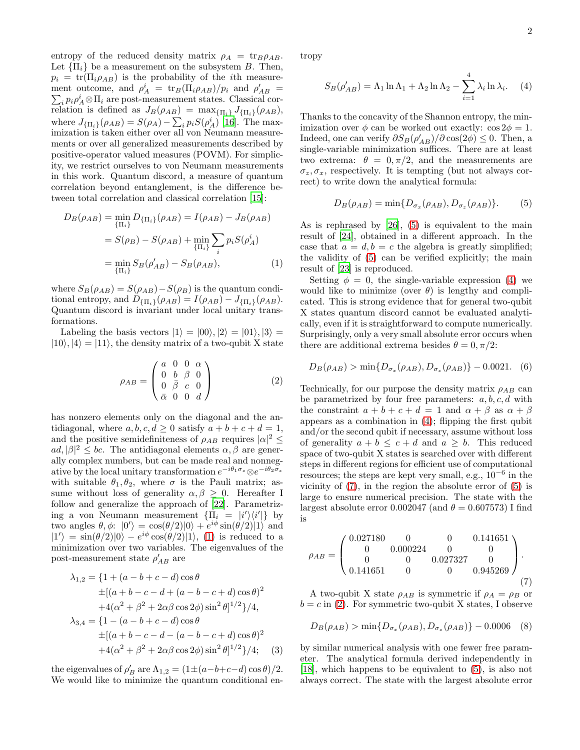entropy of the reduced density matrix $\rho_A = \mathrm{tr}_B \rho_{AB}$. Let $\{\Pi_i\}$ be a measurement on the subsystem $B$. Then, $p_i = \mathrm{tr}(\Pi_i \rho_{AB})$ is the probability of the $i$th measurement outcome, and $\rho_A^i = \mathrm{tr}_B(\Pi_i \rho_{AB})/p_i$ and $\rho'_{AB} = \sum_i p_i \rho_A^i \otimes \Pi_i$ are post-measurement states. Classical correlation is defined as $J_B(\rho_{AB}) = \max_{\{\Pi_i\}} J_{\{\Pi_i\}}(\rho_{AB})$, where $J_{\{\Pi_i\}}(\rho_{AB}) = S(\rho_A) - \sum_i p_i S(\rho_A^i)$ [16]. The maximization is taken either over all von Neumann measurements or over all generalized measurements described by positive-operator valued measures (POVM). For simplicity, we restrict ourselves to von Neumann measurements in this work. Quantum discord, a measure of quantum correlation beyond entanglement, is the difference between total correlation and classical correlation [15]:

$$
\begin{aligned}
D_B(\rho_{AB}) &= \min_{\{\Pi_i\}} D_{\{\Pi_i\}}(\rho_{AB}) = I(\rho_{AB}) - J_B(\rho_{AB}) \\
&= S(\rho_B) - S(\rho_{AB}) + \min_{\{\Pi_i\}} \sum_i p_i S(\rho_A^i) \\
&= \min_{\{\Pi_i\}} S_B(\rho'_{AB}) - S_B(\rho_{AB}), \qquad (1)
\end{aligned}
$$

where $S_B(\rho_{AB}) = S(\rho_{AB}) - S(\rho_B)$ is the quantum conditional entropy, and $D_{\{\Pi_i\}}(\rho_{AB}) = I(\rho_{AB}) - J_{\{\Pi_i\}}(\rho_{AB})$. Quantum discord is invariant under local unitary transformations.

Labeling the basis vectors $|1\rangle = |00\rangle, |2\rangle = |01\rangle, |3\rangle = |10\rangle, |4\rangle = |11\rangle$, the density matrix of a two-qubit X state

$$
\rho_{AB} = \begin{pmatrix} a & 0 & 0 & \alpha \\ 0 & b & \beta & 0 \\ 0 & \bar{\beta} & c & 0 \\ \bar{\alpha} & 0 & 0 & d \end{pmatrix} \qquad (2)
$$

has nonzero elements only on the diagonal and the antidiagonal, where $a, b, c, d \geq 0$ satisfy $a + b + c + d = 1$, and the positive semidefiniteness of $\rho_{AB}$ requires $|\alpha|^2 \leq ad, |\beta|^2 \leq bc$. The antidiagonal elements $\alpha, \beta$ are generally complex numbers, but can be made real and nonnegative by the local unitary transformation $e^{-i\theta_1 \sigma_z} \otimes e^{-i\theta_2 \sigma_z}$ with suitable $\theta_1, \theta_2$, where $\sigma$ is the Pauli matrix; assume without loss of generality $\alpha, \beta \geq 0$. Hereafter I follow and generalize the approach of [22]. Parametrizing a von Neumann measurement $\{\Pi_i = |i'\rangle\langle i'|\}$ by two angles $\theta, \phi$: $|0'\rangle = \cos(\theta/2)|0\rangle + e^{i\phi}\sin(\theta/2)|1\rangle$ and $|1'\rangle = \sin(\theta/2)|0\rangle - e^{i\phi}\cos(\theta/2)|1\rangle$, (1) is reduced to a minimization over two variables. The eigenvalues of the post-measurement state $\rho'_{AB}$ are

$$
\begin{aligned}
\lambda_{1,2} = \{&1 + (a - b + c - d)\cos\theta \\
&\pm [(a + b - c - d + (a - b - c + d)\cos\theta)^2 \\
&+ 4(\alpha^2 + \beta^2 + 2\alpha\beta\cos 2\phi)\sin^2\theta]^{1/2}\}/4, \\
\lambda_{3,4} = \{&1 - (a - b + c - d)\cos\theta \\
&\pm [(a + b - c - d - (a - b - c + d)\cos\theta)^2 \\
&+ 4(\alpha^2 + \beta^2 + 2\alpha\beta\cos 2\phi)\sin^2\theta]^{1/2}\}/4; \qquad (3)
\end{aligned}
$$

the eigenvalues of $\rho'_B$ are $\Lambda_{1,2} = (1 \pm (a - b + c - d)\cos\theta)/2$. We would like to minimize the quantum conditional entropy

$$
S_B(\rho'_{AB}) = \Lambda_1 \ln \Lambda_1 + \Lambda_2 \ln \Lambda_2 - \sum_{i=1}^{4} \lambda_i \ln \lambda_i. \qquad (4)
$$

Thanks to the concavity of the Shannon entropy, the minimization over $\phi$ can be worked out exactly: $\cos 2\phi = 1$. Indeed, one can verify $\partial S_B(\rho'_{AB})/\partial \cos(2\phi) \leq 0$. Then, a single-variable minimization suffices. There are at least two extrema: $\theta = 0, \pi/2$, and the measurements are $\sigma_z, \sigma_x$, respectively. It is tempting (but not always correct) to write down the analytical formula:

$$
D_B(\rho_{AB}) = \min\{D_{\sigma_x}(\rho_{AB}), D_{\sigma_z}(\rho_{AB})\}. \qquad (5)
$$

As is rephrased by [26], (5) is equivalent to the main result of [24], obtained in a different approach. In the case that $a = d, b = c$ the algebra is greatly simplified; the validity of (5) can be verified explicitly; the main result of [23] is reproduced.

Setting $\phi = 0$, the single-variable expression (4) we would like to minimize (over $\theta$) is lengthy and complicated. This is strong evidence that for general two-qubit X states quantum discord cannot be evaluated analytically, even if it is straightforward to compute numerically. Surprisingly, only a very small absolute error occurs when there are additional extrema besides $\theta = 0, \pi/2$:

$$
D_B(\rho_{AB}) > \min\{D_{\sigma_x}(\rho_{AB}), D_{\sigma_z}(\rho_{AB})\} - 0.0021. \qquad (6)
$$

Technically, for our purpose the density matrix $\rho_{AB}$ can be parametrized by four free parameters: $a, b, c, d$ with the constraint $a + b + c + d = 1$ and $\alpha + \beta$ as $\alpha + \beta$ appears as a combination in (4); flipping the first qubit and/or the second qubit if necessary, assume without loss of generality $a + b \leq c + d$ and $a \geq b$. This reduced space of two-qubit X states is searched over with different steps in different regions for efficient use of computational resources; the steps are kept very small, e.g., $10^{-6}$ in the vicinity of (7), in the region the absolute error of (5) is large to ensure numerical precision. The state with the largest absolute error 0.002047 (and $\theta = 0.607573$) I find is

$$
\rho_{AB} = \begin{pmatrix} 0.027180 & 0 & 0 & 0.141651 \\ 0 & 0.000224 & 0 & 0 \\ 0 & 0 & 0.027327 & 0 \\ 0.141651 & 0 & 0 & 0.945269 \end{pmatrix}. \qquad (7)
$$

A two-qubit X state $\rho_{AB}$ is symmetric if $\rho_A = \rho_B$ or $b = c$ in (2). For symmetric two-qubit X states, I observe

$$
D_B(\rho_{AB}) > \min\{D_{\sigma_x}(\rho_{AB}), D_{\sigma_z}(\rho_{AB})\} - 0.0006 \qquad (8)
$$

by similar numerical analysis with one fewer free parameter. The analytical formula derived independently in [18], which happens to be equivalent to (5), is also not always correct. The state with the largest absolute error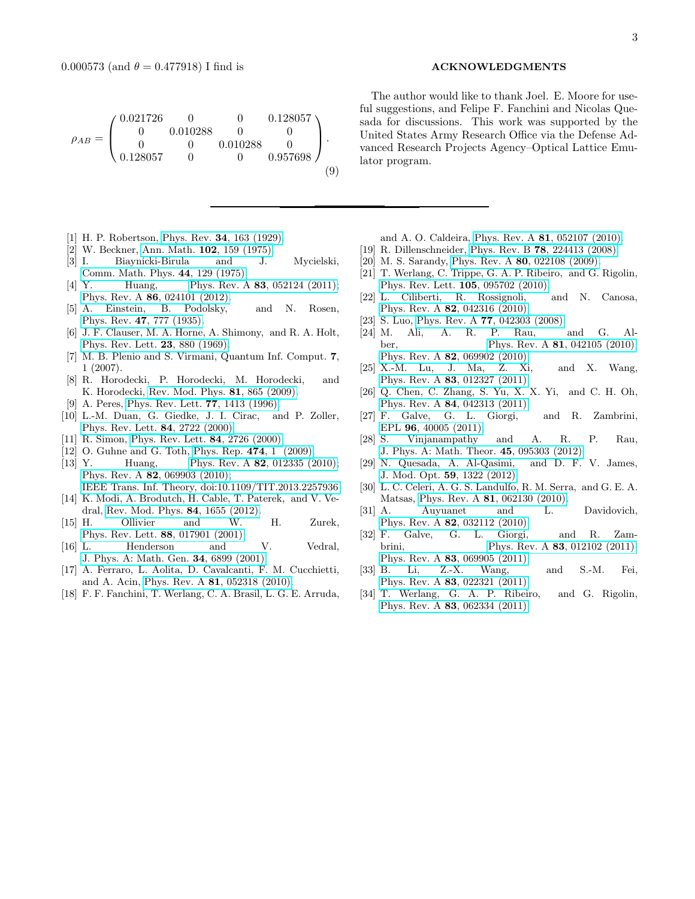0.000573 (and $\theta = 0.477918$) I find is

$$\rho_{AB} = \begin{pmatrix} 0.021726 & 0 & 0 & 0.128057 \\ 0 & 0.010288 & 0 & 0 \\ 0 & 0 & 0.010288 & 0 \\ 0.128057 & 0 & 0 & 0.957698 \end{pmatrix}. \tag{9}$$

## ACKNOWLEDGMENTS

The author would like to thank Joel. E. Moore for useful suggestions, and Felipe F. Fanchini and Nicolas Quesada for discussions. This work was supported by the United States Army Research Office via the Defense Advanced Research Projects Agency–Optical Lattice Emulator program.

---

[1] H. P. Robertson, Phys. Rev. **34**, 163 (1929).
[2] W. Beckner, Ann. Math. **102**, 159 (1975).
[3] I. Biaynicki-Birula and J. Mycielski, Comm. Math. Phys. **44**, 129 (1975).
[4] Y. Huang, Phys. Rev. A **83**, 052124 (2011); Phys. Rev. A **86**, 024101 (2012).
[5] A. Einstein, B. Podolsky, and N. Rosen, Phys. Rev. **47**, 777 (1935).
[6] J. F. Clauser, M. A. Horne, A. Shimony, and R. A. Holt, Phys. Rev. Lett. **23**, 880 (1969).
[7] M. B. Plenio and S. Virmani, Quantum Inf. Comput. **7**, 1 (2007).
[8] R. Horodecki, P. Horodecki, M. Horodecki, and K. Horodecki, Rev. Mod. Phys. **81**, 865 (2009).
[9] A. Peres, Phys. Rev. Lett. **77**, 1413 (1996).
[10] L.-M. Duan, G. Giedke, J. I. Cirac, and P. Zoller, Phys. Rev. Lett. **84**, 2722 (2000).
[11] R. Simon, Phys. Rev. Lett. **84**, 2726 (2000).
[12] O. Guhne and G. Toth, Phys. Rep. **474**, 1 (2009).
[13] Y. Huang, Phys. Rev. A **82**, 012335 (2010); Phys. Rev. A **82**, 069903 (2010); IEEE Trans. Inf. Theory, doi:10.1109/TIT.2013.2257936.
[14] K. Modi, A. Brodutch, H. Cable, T. Paterek, and V. Vedral, Rev. Mod. Phys. **84**, 1655 (2012).
[15] H. Ollivier and W. H. Zurek, Phys. Rev. Lett. **88**, 017901 (2001).
[16] L. Henderson and V. Vedral, J. Phys. A: Math. Gen. **34**, 6899 (2001).
[17] A. Ferraro, L. Aolita, D. Cavalcanti, F. M. Cucchietti, and A. Acin, Phys. Rev. A **81**, 052318 (2010).
[18] F. F. Fanchini, T. Werlang, C. A. Brasil, L. G. E. Arruda, and A. O. Caldeira, Phys. Rev. A **81**, 052107 (2010).
[19] R. Dillenschneider, Phys. Rev. B **78**, 224413 (2008).
[20] M. S. Sarandy, Phys. Rev. A **80**, 022108 (2009).
[21] T. Werlang, C. Trippe, G. A. P. Ribeiro, and G. Rigolin, Phys. Rev. Lett. **105**, 095702 (2010).
[22] L. Ciliberti, R. Rossignoli, and N. Canosa, Phys. Rev. A **82**, 042316 (2010).
[23] S. Luo, Phys. Rev. A **77**, 042303 (2008).
[24] M. Ali, A. R. P. Rau, and G. Alber, Phys. Rev. A **81**, 042105 (2010); Phys. Rev. A **82**, 069902 (2010).
[25] X.-M. Lu, J. Ma, Z. Xi, and X. Wang, Phys. Rev. A **83**, 012327 (2011).
[26] Q. Chen, C. Zhang, S. Yu, X. X. Yi, and C. H. Oh, Phys. Rev. A **84**, 042313 (2011).
[27] F. Galve, G. L. Giorgi, and R. Zambrini, EPL **96**, 40005 (2011).
[28] S. Vinjanampathy and A. R. P. Rau, J. Phys. A: Math. Theor. **45**, 095303 (2012).
[29] N. Quesada, A. Al-Qasimi, and D. F. V. James, J. Mod. Opt. **59**, 1322 (2012).
[30] L. C. Celeri, A. G. S. Landulfo, R. M. Serra, and G. E. A. Matsas, Phys. Rev. A **81**, 062130 (2010).
[31] A. Auyuanet and L. Davidovich, Phys. Rev. A **82**, 032112 (2010).
[32] F. Galve, G. L. Giorgi, and R. Zambrini, Phys. Rev. A **83**, 012102 (2011); Phys. Rev. A **83**, 069905 (2011).
[33] B. Li, Z.-X. Wang, and S.-M. Fei, Phys. Rev. A **83**, 022321 (2011).
[34] T. Werlang, G. A. P. Ribeiro, and G. Rigolin, Phys. Rev. A **83**, 062334 (2011).